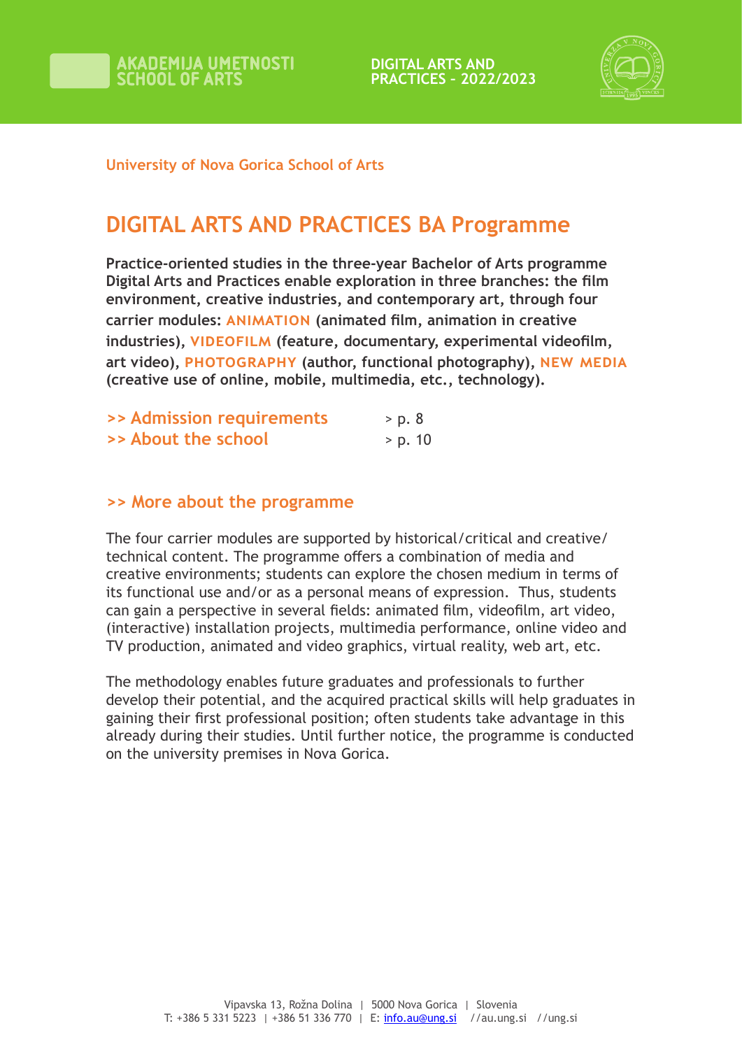University of Nova Gorica School of Arts

# DIGITAL ARTS AND PRACTICES BA Programme

**Practice-oriented studies in the three-year Bachelor of Arts programme Digital Arts and Practices enable exploration in three branches: the film environment, creative industries, and contemporary art, through four carrier modules: ANIMATION (animated film, animation in creative industries), VIDEOFILM (feature, documentary, experimental videofilm, art video), PHOTOGRAPHY (author, functional photography), NEW MEDIA (creative use of online, mobile, multimedia, etc., technology).**

>> Admission requirements > p. 8
>> About the school > p. 10

## >> More about the programme

The four carrier modules are supported by historical/critical and creative/technical content. The programme offers a combination of media and creative environments; students can explore the chosen medium in terms of its functional use and/or as a personal means of expression. Thus, students can gain a perspective in several fields: animated film, videofilm, art video, (interactive) installation projects, multimedia performance, online video and TV production, animated and video graphics, virtual reality, web art, etc.

The methodology enables future graduates and professionals to further develop their potential, and the acquired practical skills will help graduates in gaining their first professional position; often students take advantage in this already during their studies. Until further notice, the programme is conducted on the university premises in Nova Gorica.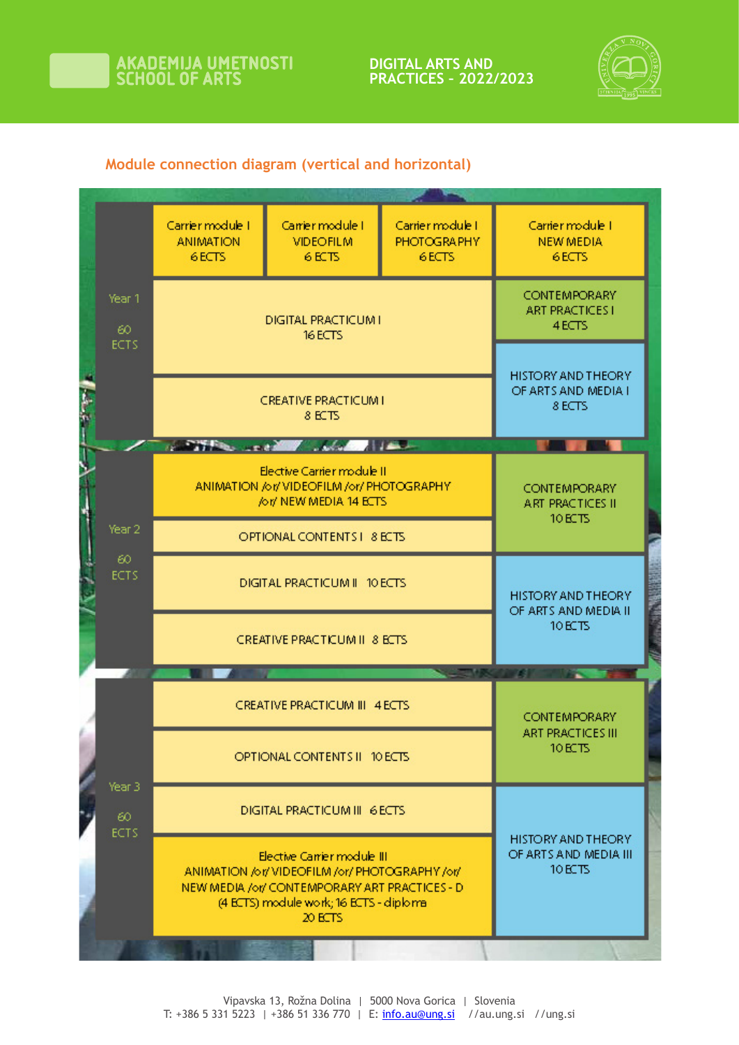## Module connection diagram (vertical and horizontal)

| Year | | | | |
|---|---|---|---|---|
| Year 1 60 ECTS | Carrier module I ANIMATION 6 ECTS | Carrier module I VIDEOFILM 6 ECTS | Carrier module I PHOTOGRAPHY 6 ECTS | Carrier module I NEW MEDIA 6 ECTS |
| | DIGITAL PRACTICUM I 16 ECTS | | | CONTEMPORARY ART PRACTICES I 4 ECTS |
| | CREATIVE PRACTICUM I 8 ECTS | | | HISTORY AND THEORY OF ARTS AND MEDIA I 8 ECTS |
| Year 2 60 ECTS | Elective Carrier module II ANIMATION /or/ VIDEOFILM /or/ PHOTOGRAPHY /or/ NEW MEDIA 14 ECTS | | | CONTEMPORARY ART PRACTICES II 10 ECTS |
| | OPTIONAL CONTENTS I 8 ECTS | | | |
| | DIGITAL PRACTICUM II 10 ECTS | | | HISTORY AND THEORY OF ARTS AND MEDIA II 10 ECTS |
| | CREATIVE PRACTICUM II 8 ECTS | | | |
| Year 3 60 ECTS | CREATIVE PRACTICUM III 4 ECTS | | | CONTEMPORARY ART PRACTICES III 10 ECTS |
| | OPTIONAL CONTENTS II 10 ECTS | | | |
| | DIGITAL PRACTICUM III 6 ECTS | | | HISTORY AND THEORY OF ARTS AND MEDIA III 10 ECTS |
| | Elective Carrier module III ANIMATION /or/ VIDEOFILM /or/ PHOTOGRAPHY /or/ NEW MEDIA /or/ CONTEMPORARY ART PRACTICES - D (4 ECTS) module work; 16 ECTS - diploma 20 ECTS | | | |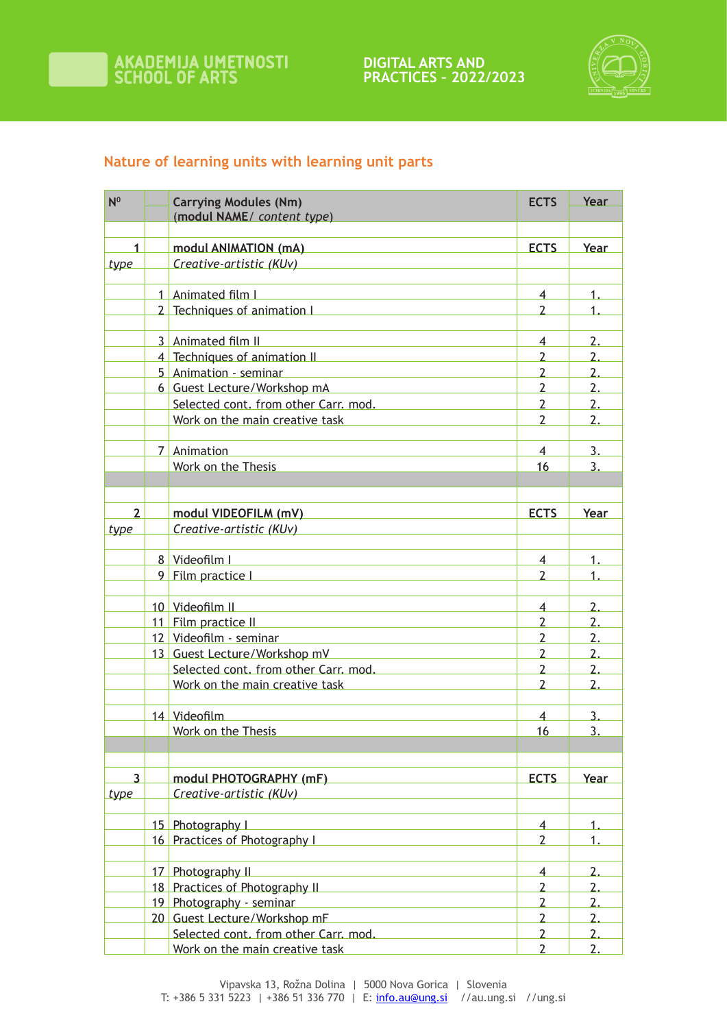## Nature of learning units with learning unit parts

| Nº | | Carrying Modules (Nm) (**modul NAME**/ *content type*) | ECTS | Year |
|---|---|---|---|---|
| | | | | |
| 1 | | **modul ANIMATION (mA)** | **ECTS** | **Year** |
| *type* | | *Creative-artistic (KUv)* | | |
| | | | | |
| | 1 | Animated film I | 4 | 1. |
| | 2 | Techniques of animation I | 2 | 1. |
| | | | | |
| | 3 | Animated film II | 4 | 2. |
| | 4 | Techniques of animation II | 2 | 2. |
| | 5 | Animation - seminar | 2 | 2. |
| | 6 | Guest Lecture/Workshop mA | 2 | 2. |
| | | Selected cont. from other Carr. mod. | 2 | 2. |
| | | Work on the main creative task | 2 | 2. |
| | | | | |
| | 7 | Animation | 4 | 3. |
| | | Work on the Thesis | 16 | 3. |
| | | | | |
| | | | | |
| 2 | | **modul VIDEOFILM (mV)** | **ECTS** | **Year** |
| *type* | | *Creative-artistic (KUv)* | | |
| | | | | |
| | 8 | Videofilm I | 4 | 1. |
| | 9 | Film practice I | 2 | 1. |
| | | | | |
| | 10 | Videofilm II | 4 | 2. |
| | 11 | Film practice II | 2 | 2. |
| | 12 | Videofilm - seminar | 2 | 2. |
| | 13 | Guest Lecture/Workshop mV | 2 | 2. |
| | | Selected cont. from other Carr. mod. | 2 | 2. |
| | | Work on the main creative task | 2 | 2. |
| | | | | |
| | 14 | Videofilm | 4 | 3. |
| | | Work on the Thesis | 16 | 3. |
| | | | | |
| | | | | |
| 3 | | **modul PHOTOGRAPHY (mF)** | **ECTS** | **Year** |
| *type* | | *Creative-artistic (KUv)* | | |
| | | | | |
| | 15 | Photography I | 4 | 1. |
| | 16 | Practices of Photography I | 2 | 1. |
| | | | | |
| | 17 | Photography II | 4 | 2. |
| | 18 | Practices of Photography II | 2 | 2. |
| | 19 | Photography - seminar | 2 | 2. |
| | 20 | Guest Lecture/Workshop mF | 2 | 2. |
| | | Selected cont. from other Carr. mod. | 2 | 2. |
| | | Work on the main creative task | 2 | 2. |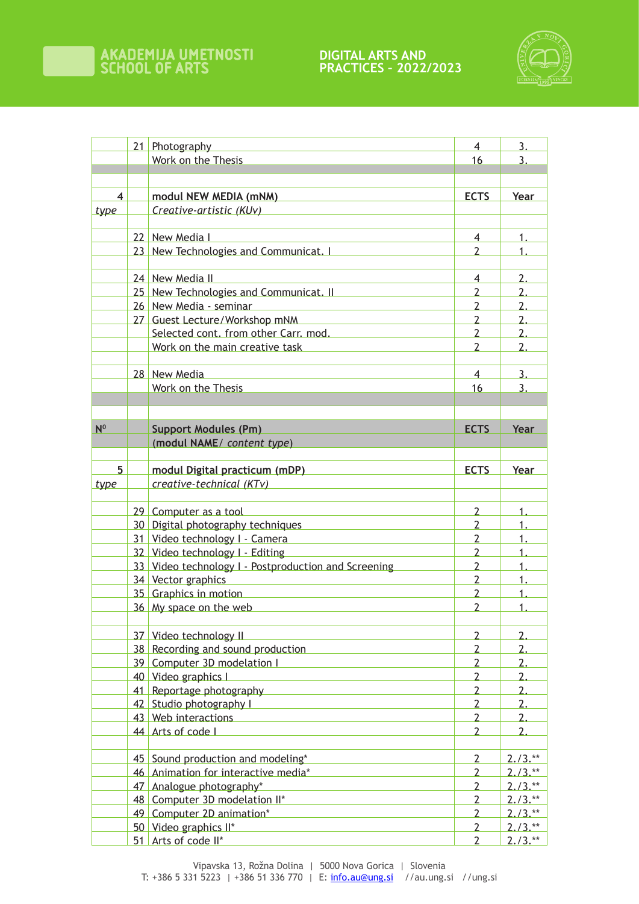| | | | | |
|---|---|---|---|---|
| | 21 | Photography | 4 | 3. |
| | | Work on the Thesis | 16 | 3. |
| | | | | |
| | | | | |
| 4 | | **modul NEW MEDIA (mNM)** | **ECTS** | **Year** |
| *type* | | *Creative-artistic (KUv)* | | |
| | | | | |
| | 22 | New Media I | 4 | 1. |
| | 23 | New Technologies and Communicat. I | 2 | 1. |
| | | | | |
| | 24 | New Media II | 4 | 2. |
| | 25 | New Technologies and Communicat. II | 2 | 2. |
| | 26 | New Media - seminar | 2 | 2. |
| | 27 | Guest Lecture/Workshop mNM | 2 | 2. |
| | | Selected cont. from other Carr. mod. | 2 | 2. |
| | | Work on the main creative task | 2 | 2. |
| | | | | |
| | 28 | New Media | 4 | 3. |
| | | Work on the Thesis | 16 | 3. |
| | | | | |
| | | | | |
| **N⁰** | | **Support Modules (Pm)** | **ECTS** | **Year** |
| | | (**modul NAME**/ *content type*) | | |
| | | | | |
| 5 | | **modul Digital practicum (mDP)** | **ECTS** | **Year** |
| *type* | | *creative-technical (KTv)* | | |
| | | | | |
| | 29 | Computer as a tool | 2 | 1. |
| | 30 | Digital photography techniques | 2 | 1. |
| | 31 | Video technology I - Camera | 2 | 1. |
| | 32 | Video technology I - Editing | 2 | 1. |
| | 33 | Video technology I - Postproduction and Screening | 2 | 1. |
| | 34 | Vector graphics | 2 | 1. |
| | 35 | Graphics in motion | 2 | 1. |
| | 36 | My space on the web | 2 | 1. |
| | | | | |
| | 37 | Video technology II | 2 | 2. |
| | 38 | Recording and sound production | 2 | 2. |
| | 39 | Computer 3D modelation I | 2 | 2. |
| | 40 | Video graphics I | 2 | 2. |
| | 41 | Reportage photography | 2 | 2. |
| | 42 | Studio photography I | 2 | 2. |
| | 43 | Web interactions | 2 | 2. |
| | 44 | Arts of code I | 2 | 2. |
| | | | | |
| | 45 | Sound production and modeling* | 2 | 2./3.** |
| | 46 | Animation for interactive media* | 2 | 2./3.** |
| | 47 | Analogue photography* | 2 | 2./3.** |
| | 48 | Computer 3D modelation II* | 2 | 2./3.** |
| | 49 | Computer 2D animation* | 2 | 2./3.** |
| | 50 | Video graphics II* | 2 | 2./3.** |
| | 51 | Arts of code II* | 2 | 2./3.** |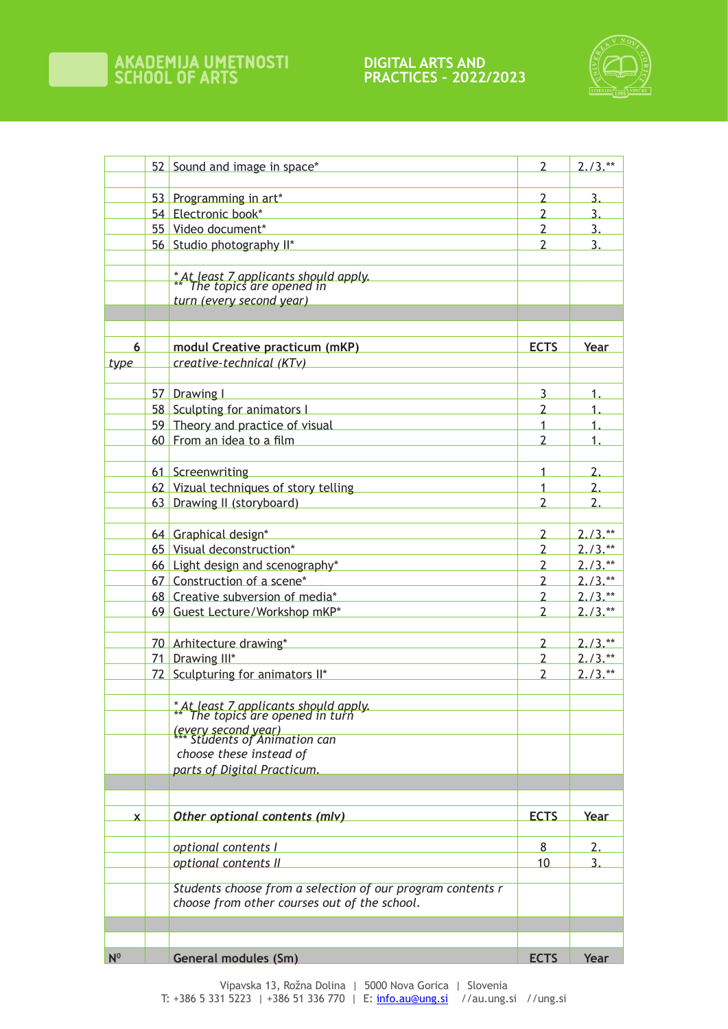| | | | | |
|---|---|---|---|---|
| | 52 | Sound and image in space* | 2 | 2./3.** |
| | | | | |
| | 53 | Programming in art* | 2 | 3. |
| | 54 | Electronic book* | 2 | 3. |
| | 55 | Video document* | 2 | 3. |
| | 56 | Studio photography II* | 2 | 3. |
| | | | | |
| | | *\* At least 7 applicants should apply.* | | |
| | | *\*\* The topics are opened in turn (every second year)* | | |
| | | | | |
| | | | | |
| 6 | | **modul Creative practicum (mKP)** | **ECTS** | **Year** |
| *type* | | *creative-technical (KTv)* | | |
| | | | | |
| | 57 | Drawing I | 3 | 1. |
| | 58 | Sculpting for animators I | 2 | 1. |
| | 59 | Theory and practice of visual | 1 | 1. |
| | 60 | From an idea to a film | 2 | 1. |
| | | | | |
| | 61 | Screenwriting | 1 | 2. |
| | 62 | Vizual techniques of story telling | 1 | 2. |
| | 63 | Drawing II (storyboard) | 2 | 2. |
| | | | | |
| | 64 | Graphical design* | 2 | 2./3.** |
| | 65 | Visual deconstruction* | 2 | 2./3.** |
| | 66 | Light design and scenography* | 2 | 2./3.** |
| | 67 | Construction of a scene* | 2 | 2./3.** |
| | 68 | Creative subversion of media* | 2 | 2./3.** |
| | 69 | Guest Lecture/Workshop mKP* | 2 | 2./3.** |
| | | | | |
| | 70 | Arhitecture drawing* | 2 | 2./3.** |
| | 71 | Drawing III* | 2 | 2./3.** |
| | 72 | Sculpturing for animators II* | 2 | 2./3.** |
| | | | | |
| | | *\* At least 7 applicants should apply.* | | |
| | | *\*\* The topics are opened in turn (every second year)* | | |
| | | *\*\*\* Students of Animation can choose these instead of parts of Digital Practicum.* | | |
| | | | | |
| | | | | |
| **x** | | ***Other optional contents (mIv)*** | **ECTS** | **Year** |
| | | | | |
| | | *optional contents I* | 8 | 2. |
| | | *optional contents II* | 10 | 3. |
| | | | | |
| | | *Students choose from a selection of our program contents r choose from other courses out of the school.* | | |
| | | | | |
| | | | | |
| **N⁰** | | **General modules (Sm)** | **ECTS** | **Year** |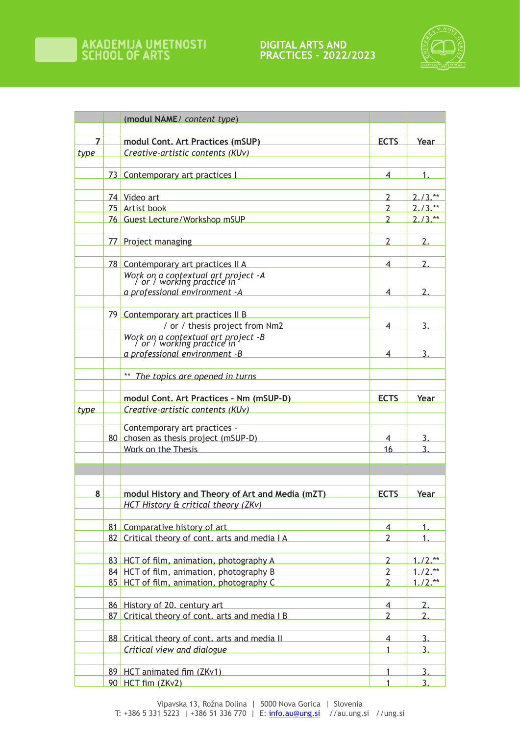| | | (**modul NAME**/ *content type*) | | |
|---|---|---|---|---|
| | | | | |
| **7** | | **modul Cont. Art Practices (mSUP)** | **ECTS** | **Year** |
| *type* | | *Creative-artistic contents (KUv)* | | |
| | | | | |
| | 73 | Contemporary art practices I | 4 | 1. |
| | | | | |
| | 74 | Video art | 2 | 2./3.** |
| | 75 | Artist book | 2 | 2./3.** |
| | 76 | Guest Lecture/Workshop mSUP | 2 | 2./3.** |
| | | | | |
| | 77 | Project managing | 2 | 2. |
| | | | | |
| | 78 | Contemporary art practices II A | 4 | 2. |
| | | *Work on a contextual art project -A / or / working practice in a professional environment -A* | 4 | 2. |
| | | | | |
| | 79 | Contemporary art practices II B / or / thesis project from Nm2 | 4 | 3. |
| | | *Work on a contextual art project -B / or / working practice in a professional environment -B* | 4 | 3. |
| | | | | |
| | | ** *The topics are opened in turns* | | |
| | | | | |
| | | **modul Cont. Art Practices - Nm (mSUP-D)** | **ECTS** | **Year** |
| *type* | | *Creative-artistic contents (KUv)* | | |
| | | | | |
| | 80 | Contemporary art practices - chosen as thesis project (mSUP-D) | 4 | 3. |
| | | Work on the Thesis | 16 | 3. |
| | | | | |
| | | | | |
| | | | | |
| **8** | | **modul History and Theory of Art and Media (mZT)** | **ECTS** | **Year** |
| | | *HCT History & critical theory (ZKv)* | | |
| | | | | |
| | 81 | Comparative history of art | 4 | 1. |
| | 82 | Critical theory of cont. arts and media I A | 2 | 1. |
| | | | | |
| | 83 | HCT of film, animation, photography A | 2 | 1./2.** |
| | 84 | HCT of film, animation, photography B | 2 | 1./2.** |
| | 85 | HCT of film, animation, photography C | 2 | 1./2.** |
| | | | | |
| | 86 | History of 20. century art | 4 | 2. |
| | 87 | Critical theory of cont. arts and media I B | 2 | 2. |
| | | | | |
| | 88 | Critical theory of cont. arts and media II | 4 | 3. |
| | | *Critical view and dialogue* | 1 | 3. |
| | | | | |
| | 89 | HCT animated fim (ZKv1) | 1 | 3. |
| | 90 | HCT fim (ZKv2) | 1 | 3. |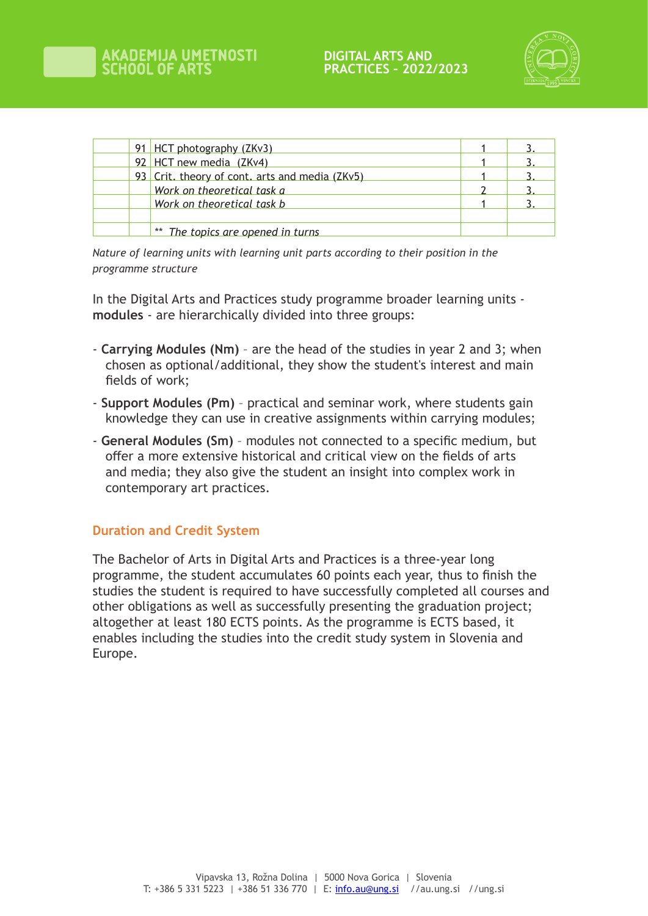|  |  |  |  |  |
|---|---|---|---|---|
|  | 91 | HCT photography (ZKv3) | 1 | 3. |
|  | 92 | HCT new media (ZKv4) | 1 | 3. |
|  | 93 | Crit. theory of cont. arts and media (ZKv5) | 1 | 3. |
|  |  | *Work on theoretical task a* | 2 | 3. |
|  |  | *Work on theoretical task b* | 1 | 3. |
|  |  |  |  |  |
|  |  | ** *The topics are opened in turns* |  |  |

*Nature of learning units with learning unit parts according to their position in the programme structure*

In the Digital Arts and Practices study programme broader learning units - **modules** - are hierarchically divided into three groups:

- **Carrying Modules (Nm)** – are the head of the studies in year 2 and 3; when chosen as optional/additional, they show the student's interest and main fields of work;
- **Support Modules (Pm)** – practical and seminar work, where students gain knowledge they can use in creative assignments within carrying modules;
- **General Modules (Sm)** – modules not connected to a specific medium, but offer a more extensive historical and critical view on the fields of arts and media; they also give the student an insight into complex work in contemporary art practices.

## Duration and Credit System

The Bachelor of Arts in Digital Arts and Practices is a three-year long programme, the student accumulates 60 points each year, thus to finish the studies the student is required to have successfully completed all courses and other obligations as well as successfully presenting the graduation project; altogether at least 180 ECTS points. As the programme is ECTS based, it enables including the studies into the credit study system in Slovenia and Europe.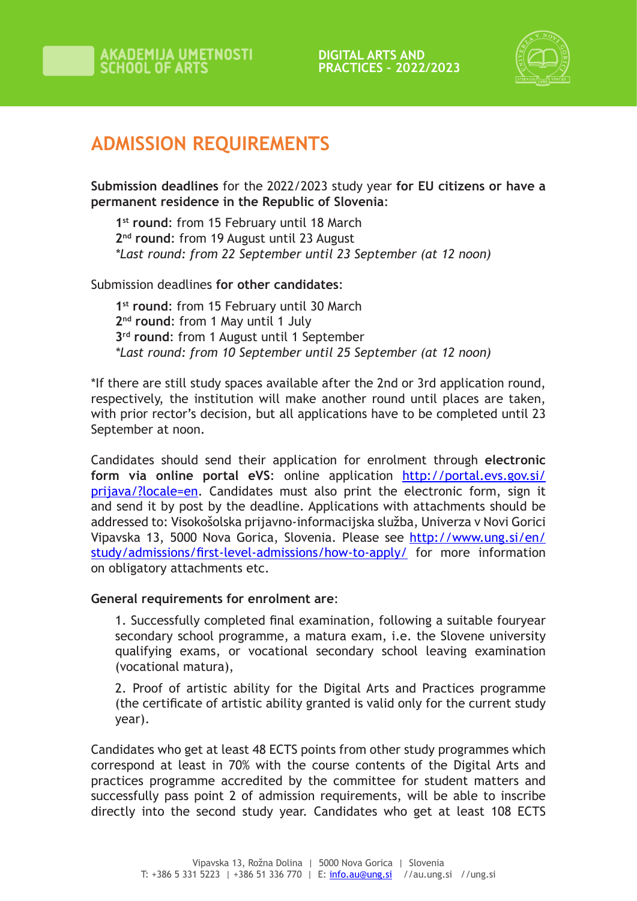# ADMISSION REQUIREMENTS

**Submission deadlines** for the 2022/2023 study year **for EU citizens or have a permanent residence in the Republic of Slovenia**:

**1st round**: from 15 February until 18 March
**2nd round**: from 19 August until 23 August
*Last round: from 22 September until 23 September (at 12 noon)*

Submission deadlines **for other candidates**:

**1st round**: from 15 February until 30 March
**2nd round**: from 1 May until 1 July
**3rd round**: from 1 August until 1 September
*Last round: from 10 September until 25 September (at 12 noon)*

*If there are still study spaces available after the 2nd or 3rd application round, respectively, the institution will make another round until places are taken, with prior rector's decision, but all applications have to be completed until 23 September at noon.

Candidates should send their application for enrolment through **electronic form via online portal eVS**: online application http://portal.evs.gov.si/prijava/?locale=en. Candidates must also print the electronic form, sign it and send it by post by the deadline. Applications with attachments should be addressed to: Visokošolska prijavno-informacijska služba, Univerza v Novi Gorici Vipavska 13, 5000 Nova Gorica, Slovenia. Please see http://www.ung.si/en/study/admissions/first-level-admissions/how-to-apply/ for more information on obligatory attachments etc.

**General requirements for enrolment are**:

1. Successfully completed final examination, following a suitable fouryear secondary school programme, a matura exam, i.e. the Slovene university qualifying exams, or vocational secondary school leaving examination (vocational matura),

2. Proof of artistic ability for the Digital Arts and Practices programme (the certificate of artistic ability granted is valid only for the current study year).

Candidates who get at least 48 ECTS points from other study programmes which correspond at least in 70% with the course contents of the Digital Arts and practices programme accredited by the committee for student matters and successfully pass point 2 of admission requirements, will be able to inscribe directly into the second study year. Candidates who get at least 108 ECTS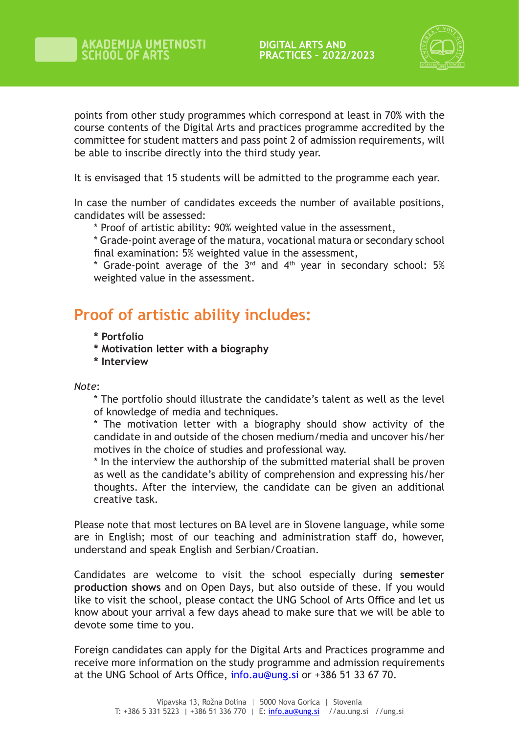points from other study programmes which correspond at least in 70% with the course contents of the Digital Arts and practices programme accredited by the committee for student matters and pass point 2 of admission requirements, will be able to inscribe directly into the third study year.

It is envisaged that 15 students will be admitted to the programme each year.

In case the number of candidates exceeds the number of available positions, candidates will be assessed:

* Proof of artistic ability: 90% weighted value in the assessment,
* Grade-point average of the matura, vocational matura or secondary school final examination: 5% weighted value in the assessment,
* Grade-point average of the 3rd and 4th year in secondary school: 5% weighted value in the assessment.

## Proof of artistic ability includes:

* **Portfolio**
* **Motivation letter with a biography**
* **Interview**

*Note*:

* The portfolio should illustrate the candidate's talent as well as the level of knowledge of media and techniques.
* The motivation letter with a biography should show activity of the candidate in and outside of the chosen medium/media and uncover his/her motives in the choice of studies and professional way.
* In the interview the authorship of the submitted material shall be proven as well as the candidate's ability of comprehension and expressing his/her thoughts. After the interview, the candidate can be given an additional creative task.

Please note that most lectures on BA level are in Slovene language, while some are in English; most of our teaching and administration staff do, however, understand and speak English and Serbian/Croatian.

Candidates are welcome to visit the school especially during **semester production shows** and on Open Days, but also outside of these. If you would like to visit the school, please contact the UNG School of Arts Office and let us know about your arrival a few days ahead to make sure that we will be able to devote some time to you.

Foreign candidates can apply for the Digital Arts and Practices programme and receive more information on the study programme and admission requirements at the UNG School of Arts Office, info.au@ung.si or +386 51 33 67 70.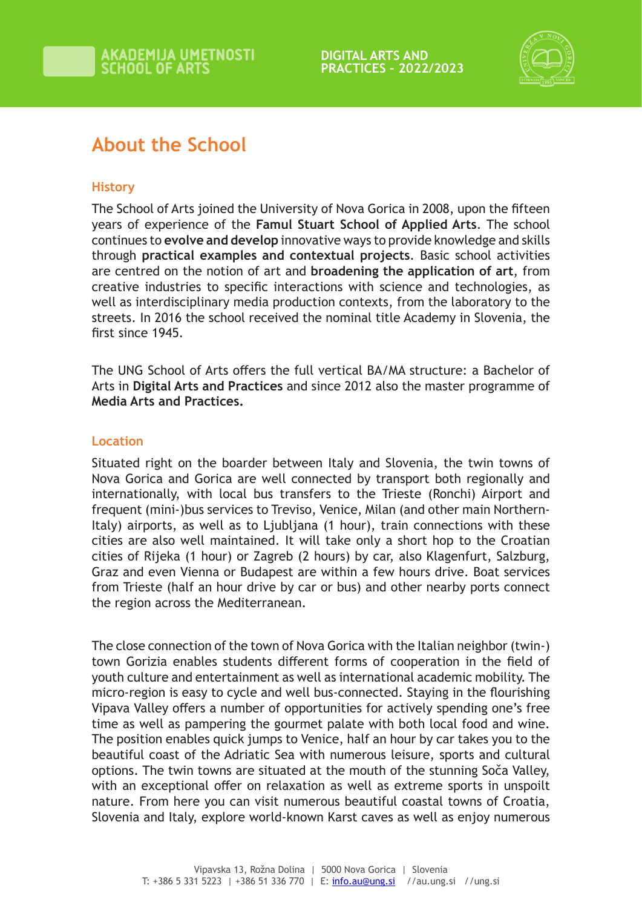# About the School

## History

The School of Arts joined the University of Nova Gorica in 2008, upon the fifteen years of experience of the **Famul Stuart School of Applied Arts**. The school continues to **evolve and develop** innovative ways to provide knowledge and skills through **practical examples and contextual projects**. Basic school activities are centred on the notion of art and **broadening the application of art**, from creative industries to specific interactions with science and technologies, as well as interdisciplinary media production contexts, from the laboratory to the streets. In 2016 the school received the nominal title Academy in Slovenia, the first since 1945.

The UNG School of Arts offers the full vertical BA/MA structure: a Bachelor of Arts in **Digital Arts and Practices** and since 2012 also the master programme of **Media Arts and Practices.**

## Location

Situated right on the boarder between Italy and Slovenia, the twin towns of Nova Gorica and Gorica are well connected by transport both regionally and internationally, with local bus transfers to the Trieste (Ronchi) Airport and frequent (mini-)bus services to Treviso, Venice, Milan (and other main Northern-Italy) airports, as well as to Ljubljana (1 hour), train connections with these cities are also well maintained. It will take only a short hop to the Croatian cities of Rijeka (1 hour) or Zagreb (2 hours) by car, also Klagenfurt, Salzburg, Graz and even Vienna or Budapest are within a few hours drive. Boat services from Trieste (half an hour drive by car or bus) and other nearby ports connect the region across the Mediterranean.

The close connection of the town of Nova Gorica with the Italian neighbor (twin-) town Gorizia enables students different forms of cooperation in the field of youth culture and entertainment as well as international academic mobility. The micro-region is easy to cycle and well bus-connected. Staying in the flourishing Vipava Valley offers a number of opportunities for actively spending one's free time as well as pampering the gourmet palate with both local food and wine. The position enables quick jumps to Venice, half an hour by car takes you to the beautiful coast of the Adriatic Sea with numerous leisure, sports and cultural options. The twin towns are situated at the mouth of the stunning Soča Valley, with an exceptional offer on relaxation as well as extreme sports in unspoilt nature. From here you can visit numerous beautiful coastal towns of Croatia, Slovenia and Italy, explore world-known Karst caves as well as enjoy numerous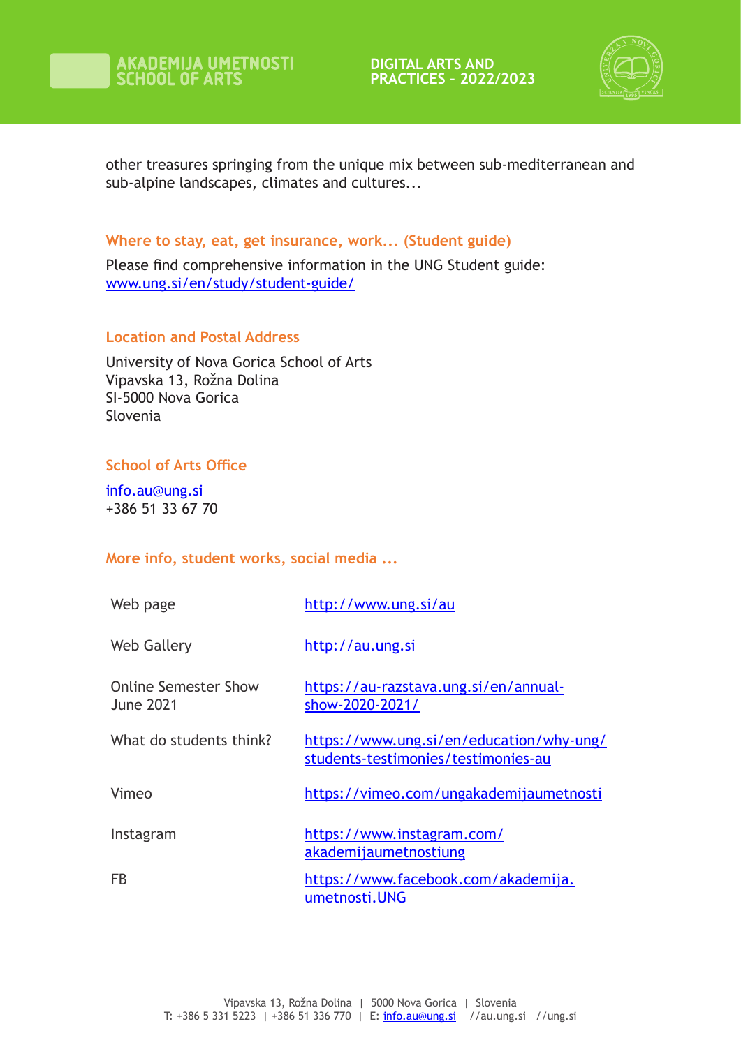other treasures springing from the unique mix between sub-mediterranean and sub-alpine landscapes, climates and cultures...

### Where to stay, eat, get insurance, work... (Student guide)

Please find comprehensive information in the UNG Student guide:
www.ung.si/en/study/student-guide/

### Location and Postal Address

University of Nova Gorica School of Arts
Vipavska 13, Rožna Dolina
SI-5000 Nova Gorica
Slovenia

### School of Arts Office

info.au@ung.si
+386 51 33 67 70

### More info, student works, social media ...

| | |
|---|---|
| Web page | http://www.ung.si/au |
| Web Gallery | http://au.ung.si |
| Online Semester Show June 2021 | https://au-razstava.ung.si/en/annual-show-2020-2021/ |
| What do students think? | https://www.ung.si/en/education/why-ung/students-testimonies/testimonies-au |
| Vimeo | https://vimeo.com/ungakademijaumetnosti |
| Instagram | https://www.instagram.com/akademijaumetnostiung |
| FB | https://www.facebook.com/akademija.umetnosti.UNG |